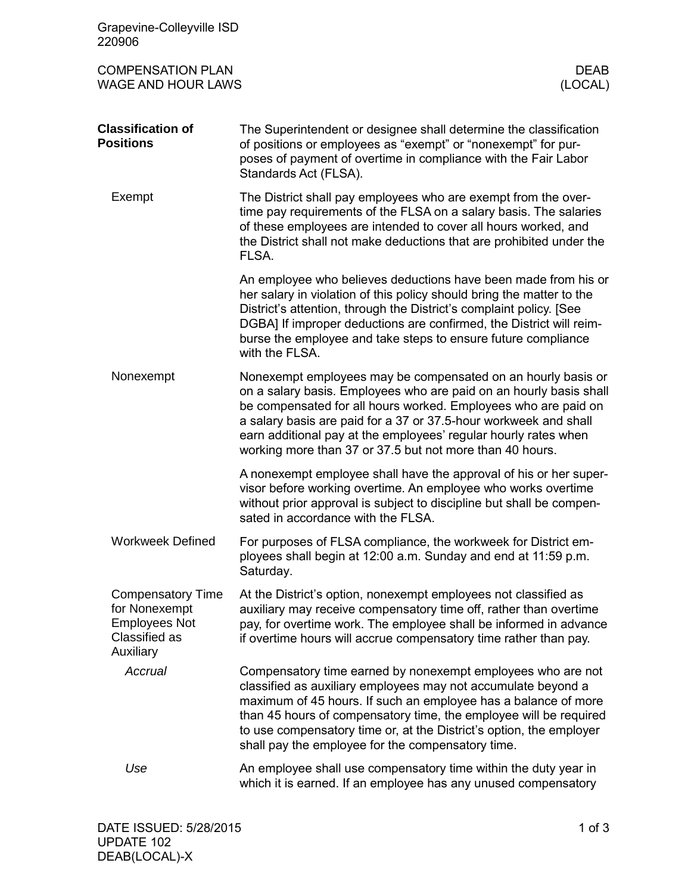Grapevine-Colleyville ISD
220906

COMPENSATION PLAN
WAGE AND HOUR LAWS

DEAB
(LOCAL)

## Classification of Positions

The Superintendent or designee shall determine the classification of positions or employees as "exempt" or "nonexempt" for purposes of payment of overtime in compliance with the Fair Labor Standards Act (FLSA).

### Exempt

The District shall pay employees who are exempt from the overtime pay requirements of the FLSA on a salary basis. The salaries of these employees are intended to cover all hours worked, and the District shall not make deductions that are prohibited under the FLSA.

An employee who believes deductions have been made from his or her salary in violation of this policy should bring the matter to the District's attention, through the District's complaint policy. [See DGBA] If improper deductions are confirmed, the District will reimburse the employee and take steps to ensure future compliance with the FLSA.

### Nonexempt

Nonexempt employees may be compensated on an hourly basis or on a salary basis. Employees who are paid on an hourly basis shall be compensated for all hours worked. Employees who are paid on a salary basis are paid for a 37 or 37.5-hour workweek and shall earn additional pay at the employees' regular hourly rates when working more than 37 or 37.5 but not more than 40 hours.

A nonexempt employee shall have the approval of his or her supervisor before working overtime. An employee who works overtime without prior approval is subject to discipline but shall be compensated in accordance with the FLSA.

### Workweek Defined

For purposes of FLSA compliance, the workweek for District employees shall begin at 12:00 a.m. Sunday and end at 11:59 p.m. Saturday.

### Compensatory Time for Nonexempt Employees Not Classified as Auxiliary

At the District's option, nonexempt employees not classified as auxiliary may receive compensatory time off, rather than overtime pay, for overtime work. The employee shall be informed in advance if overtime hours will accrue compensatory time rather than pay.

#### *Accrual*

Compensatory time earned by nonexempt employees who are not classified as auxiliary employees may not accumulate beyond a maximum of 45 hours. If such an employee has a balance of more than 45 hours of compensatory time, the employee will be required to use compensatory time or, at the District's option, the employer shall pay the employee for the compensatory time.

#### *Use*

An employee shall use compensatory time within the duty year in which it is earned. If an employee has any unused compensatory

DATE ISSUED: 5/28/2015
UPDATE 102
DEAB(LOCAL)-X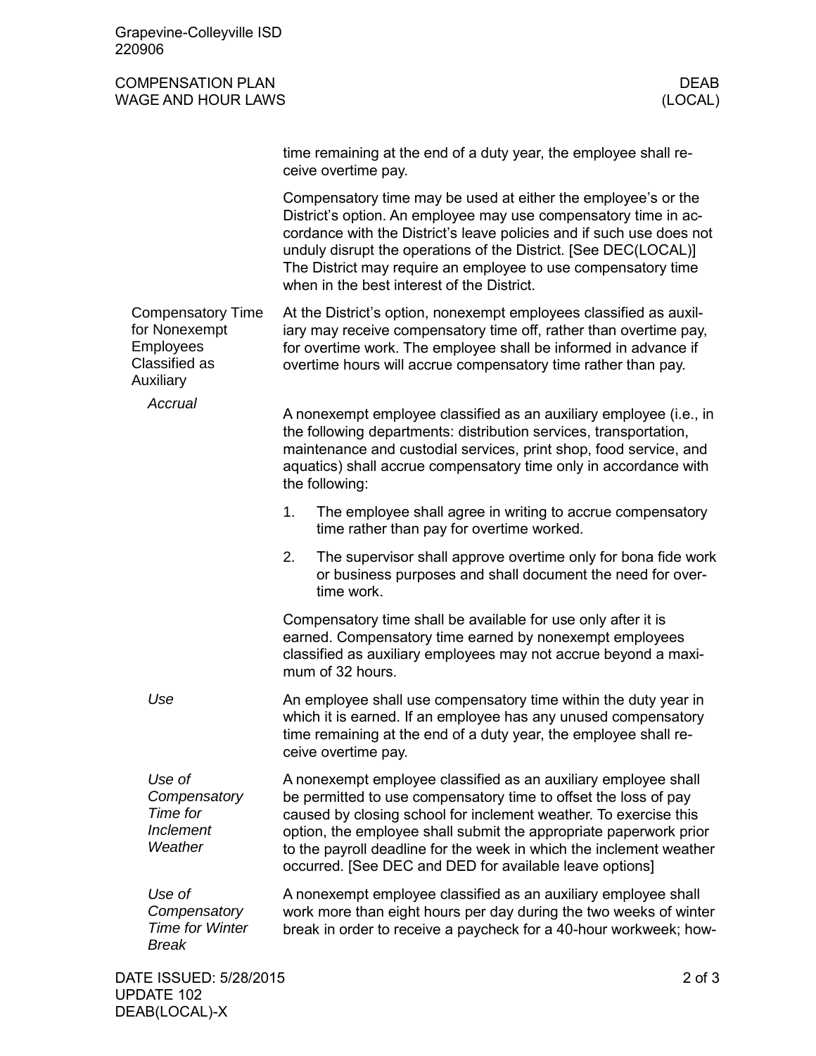time remaining at the end of a duty year, the employee shall receive overtime pay.

Compensatory time may be used at either the employee's or the District's option. An employee may use compensatory time in accordance with the District's leave policies and if such use does not unduly disrupt the operations of the District. [See DEC(LOCAL)] The District may require an employee to use compensatory time when in the best interest of the District.

## Compensatory Time for Nonexempt Employees Classified as Auxiliary

At the District's option, nonexempt employees classified as auxiliary may receive compensatory time off, rather than overtime pay, for overtime work. The employee shall be informed in advance if overtime hours will accrue compensatory time rather than pay.

### *Accrual*

A nonexempt employee classified as an auxiliary employee (i.e., in the following departments: distribution services, transportation, maintenance and custodial services, print shop, food service, and aquatics) shall accrue compensatory time only in accordance with the following:

1. The employee shall agree in writing to accrue compensatory time rather than pay for overtime worked.
2. The supervisor shall approve overtime only for bona fide work or business purposes and shall document the need for overtime work.

Compensatory time shall be available for use only after it is earned. Compensatory time earned by nonexempt employees classified as auxiliary employees may not accrue beyond a maximum of 32 hours.

### *Use*

An employee shall use compensatory time within the duty year in which it is earned. If an employee has any unused compensatory time remaining at the end of a duty year, the employee shall receive overtime pay.

### *Use of Compensatory Time for Inclement Weather*

A nonexempt employee classified as an auxiliary employee shall be permitted to use compensatory time to offset the loss of pay caused by closing school for inclement weather. To exercise this option, the employee shall submit the appropriate paperwork prior to the payroll deadline for the week in which the inclement weather occurred. [See DEC and DED for available leave options]

### *Use of Compensatory Time for Winter Break*

A nonexempt employee classified as an auxiliary employee shall work more than eight hours per day during the two weeks of winter break in order to receive a paycheck for a 40-hour workweek; how-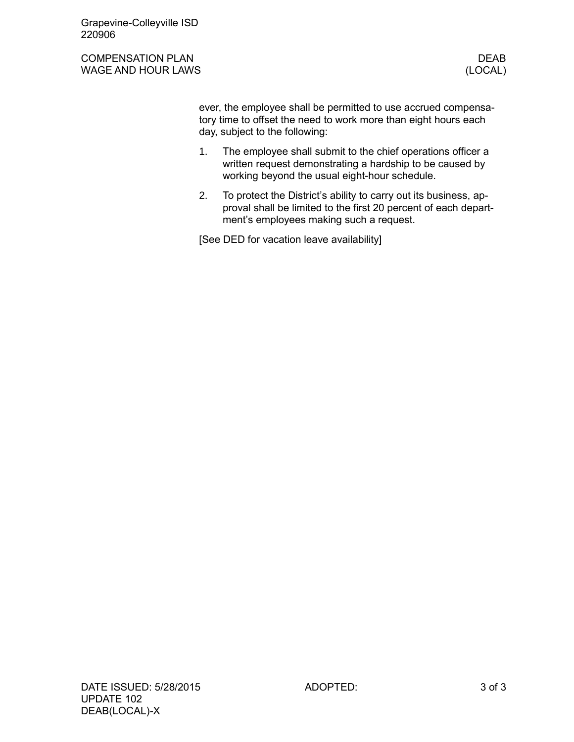ever, the employee shall be permitted to use accrued compensatory time to offset the need to work more than eight hours each day, subject to the following:

1. The employee shall submit to the chief operations officer a written request demonstrating a hardship to be caused by working beyond the usual eight-hour schedule.
2. To protect the District's ability to carry out its business, approval shall be limited to the first 20 percent of each department's employees making such a request.

[See DED for vacation leave availability]